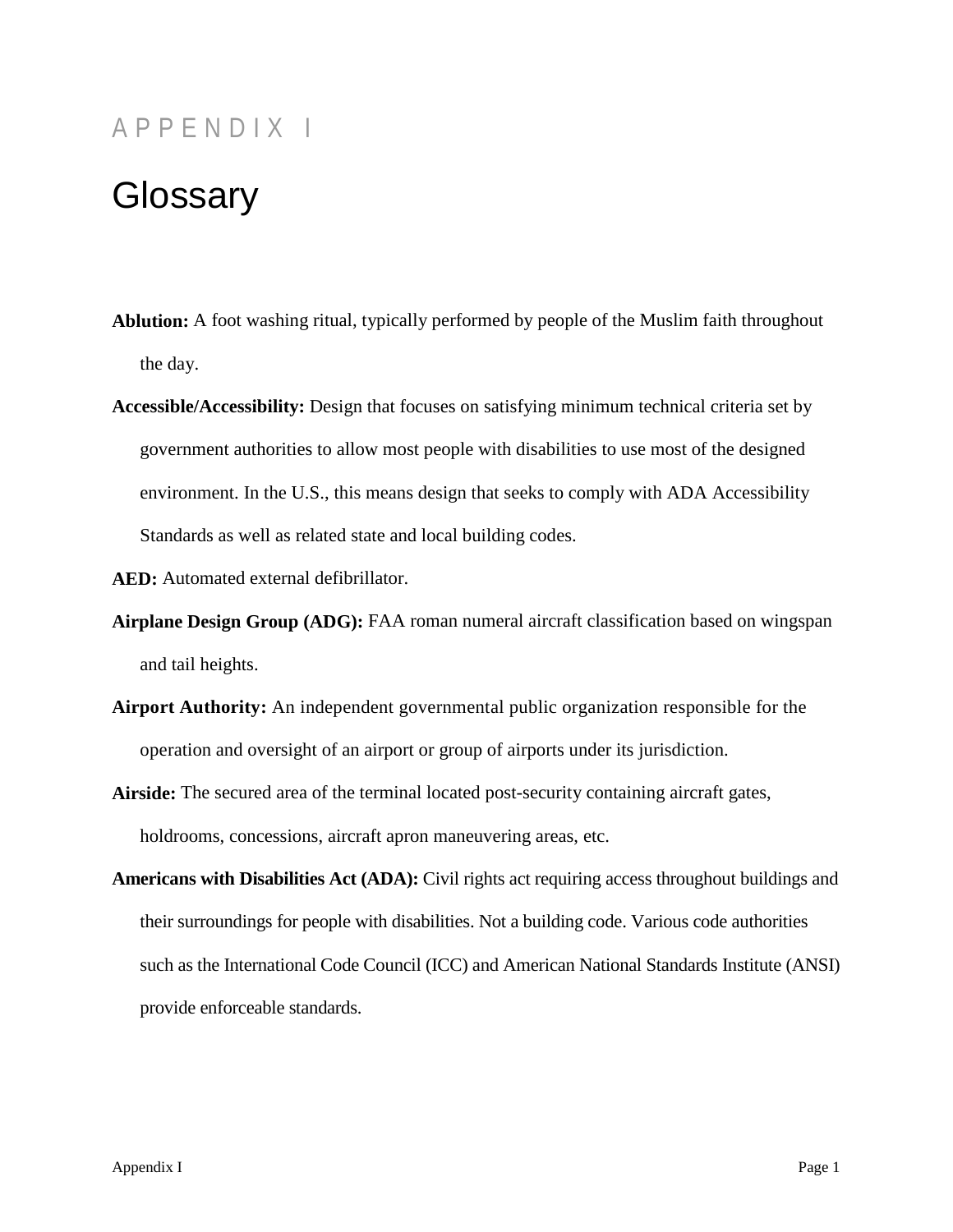APPENDIX I

# Glossary

**Ablution:** A foot washing ritual, typically performed by people of the Muslim faith throughout the day.

**Accessible/Accessibility:** Design that focuses on satisfying minimum technical criteria set by government authorities to allow most people with disabilities to use most of the designed environment. In the U.S., this means design that seeks to comply with ADA Accessibility Standards as well as related state and local building codes.

**AED:** Automated external defibrillator.

**Airplane Design Group (ADG):** FAA roman numeral aircraft classification based on wingspan and tail heights.

**Airport Authority:** An independent governmental public organization responsible for the operation and oversight of an airport or group of airports under its jurisdiction.

**Airside:** The secured area of the terminal located post-security containing aircraft gates, holdrooms, concessions, aircraft apron maneuvering areas, etc.

**Americans with Disabilities Act (ADA):** Civil rights act requiring access throughout buildings and their surroundings for people with disabilities. Not a building code. Various code authorities such as the International Code Council (ICC) and American National Standards Institute (ANSI) provide enforceable standards.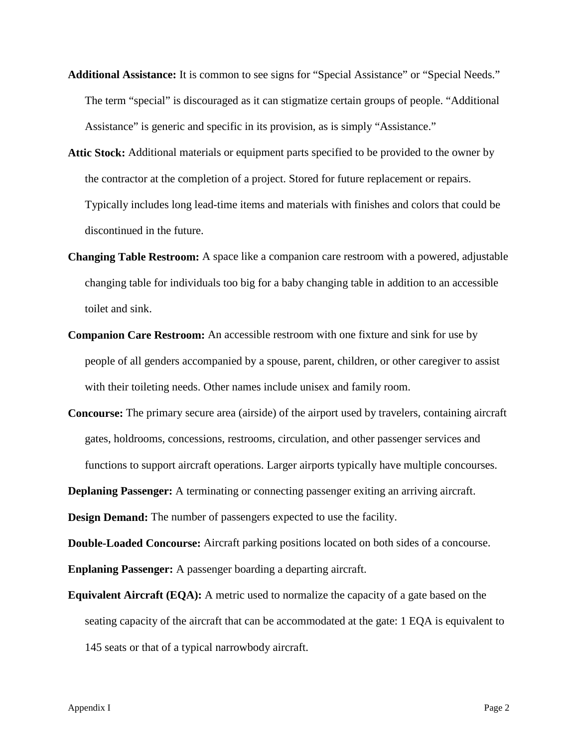**Additional Assistance:** It is common to see signs for "Special Assistance" or "Special Needs." The term "special" is discouraged as it can stigmatize certain groups of people. "Additional Assistance" is generic and specific in its provision, as is simply "Assistance."

**Attic Stock:** Additional materials or equipment parts specified to be provided to the owner by the contractor at the completion of a project. Stored for future replacement or repairs. Typically includes long lead-time items and materials with finishes and colors that could be discontinued in the future.

**Changing Table Restroom:** A space like a companion care restroom with a powered, adjustable changing table for individuals too big for a baby changing table in addition to an accessible toilet and sink.

**Companion Care Restroom:** An accessible restroom with one fixture and sink for use by people of all genders accompanied by a spouse, parent, children, or other caregiver to assist with their toileting needs. Other names include unisex and family room.

**Concourse:** The primary secure area (airside) of the airport used by travelers, containing aircraft gates, holdrooms, concessions, restrooms, circulation, and other passenger services and functions to support aircraft operations. Larger airports typically have multiple concourses.

**Deplaning Passenger:** A terminating or connecting passenger exiting an arriving aircraft.

**Design Demand:** The number of passengers expected to use the facility.

**Double-Loaded Concourse:** Aircraft parking positions located on both sides of a concourse.

**Enplaning Passenger:** A passenger boarding a departing aircraft.

**Equivalent Aircraft (EQA):** A metric used to normalize the capacity of a gate based on the seating capacity of the aircraft that can be accommodated at the gate: 1 EQA is equivalent to 145 seats or that of a typical narrowbody aircraft.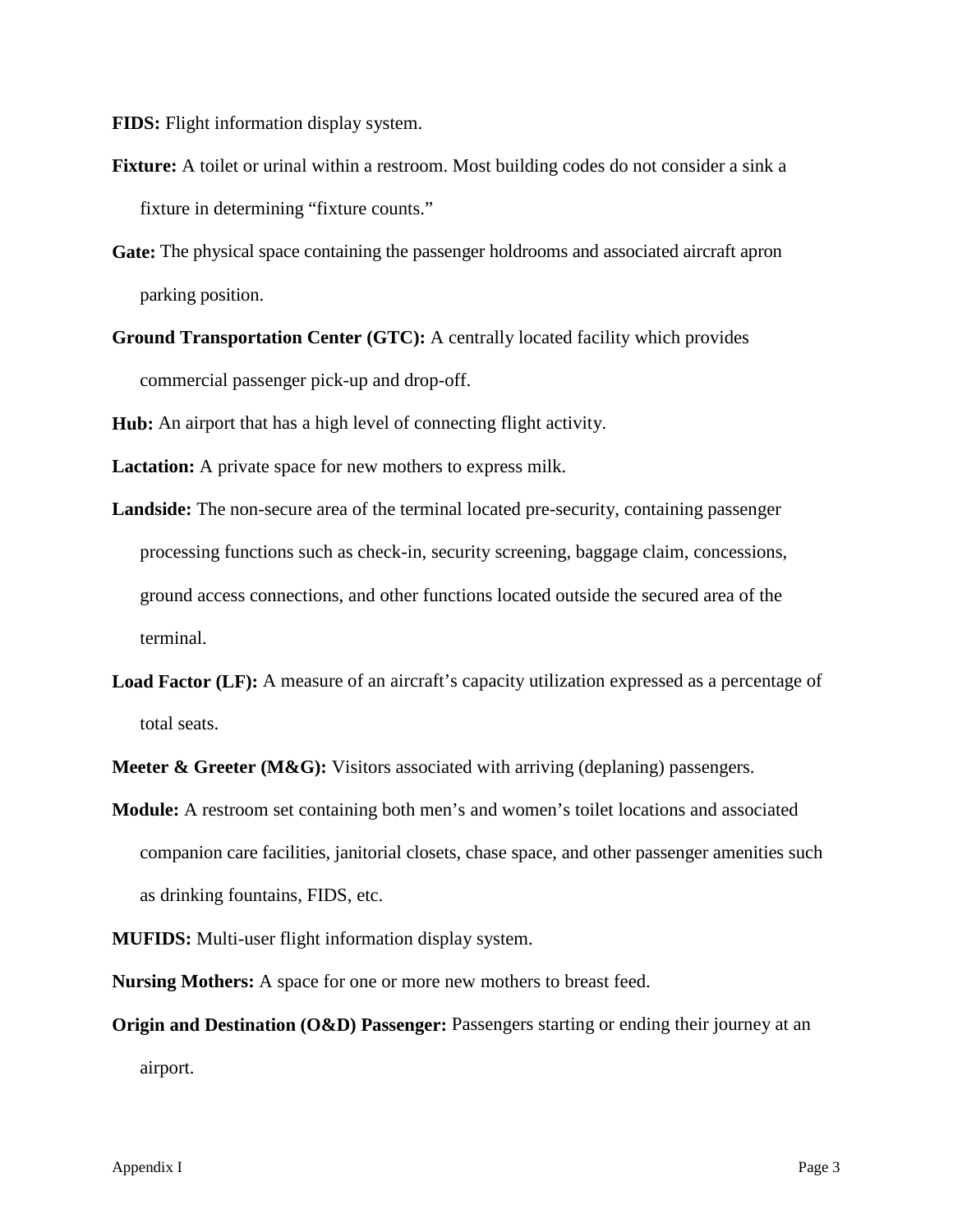**FIDS:** Flight information display system.

**Fixture:** A toilet or urinal within a restroom. Most building codes do not consider a sink a fixture in determining "fixture counts."

**Gate:** The physical space containing the passenger holdrooms and associated aircraft apron parking position.

**Ground Transportation Center (GTC):** A centrally located facility which provides commercial passenger pick-up and drop-off.

**Hub:** An airport that has a high level of connecting flight activity.

**Lactation:** A private space for new mothers to express milk.

**Landside:** The non-secure area of the terminal located pre-security, containing passenger processing functions such as check-in, security screening, baggage claim, concessions, ground access connections, and other functions located outside the secured area of the terminal.

**Load Factor (LF):** A measure of an aircraft's capacity utilization expressed as a percentage of total seats.

**Meeter & Greeter (M&G):** Visitors associated with arriving (deplaning) passengers.

**Module:** A restroom set containing both men's and women's toilet locations and associated companion care facilities, janitorial closets, chase space, and other passenger amenities such as drinking fountains, FIDS, etc.

**MUFIDS:** Multi-user flight information display system.

**Nursing Mothers:** A space for one or more new mothers to breast feed.

**Origin and Destination (O&D) Passenger:** Passengers starting or ending their journey at an airport.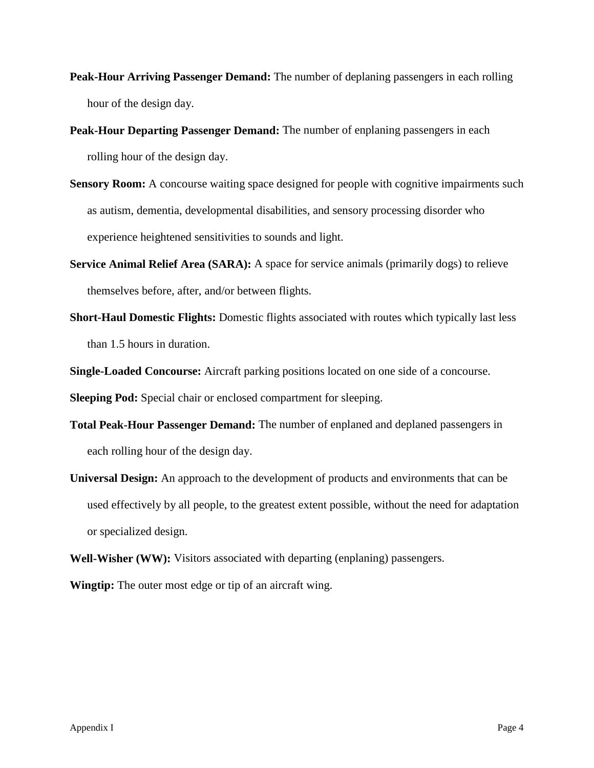**Peak-Hour Arriving Passenger Demand:** The number of deplaning passengers in each rolling hour of the design day.

**Peak-Hour Departing Passenger Demand:** The number of enplaning passengers in each rolling hour of the design day.

**Sensory Room:** A concourse waiting space designed for people with cognitive impairments such as autism, dementia, developmental disabilities, and sensory processing disorder who experience heightened sensitivities to sounds and light.

**Service Animal Relief Area (SARA):** A space for service animals (primarily dogs) to relieve themselves before, after, and/or between flights.

**Short-Haul Domestic Flights:** Domestic flights associated with routes which typically last less than 1.5 hours in duration.

**Single-Loaded Concourse:** Aircraft parking positions located on one side of a concourse.

**Sleeping Pod:** Special chair or enclosed compartment for sleeping.

**Total Peak-Hour Passenger Demand:** The number of enplaned and deplaned passengers in each rolling hour of the design day.

**Universal Design:** An approach to the development of products and environments that can be used effectively by all people, to the greatest extent possible, without the need for adaptation or specialized design.

**Well-Wisher (WW):** Visitors associated with departing (enplaning) passengers.

**Wingtip:** The outer most edge or tip of an aircraft wing.